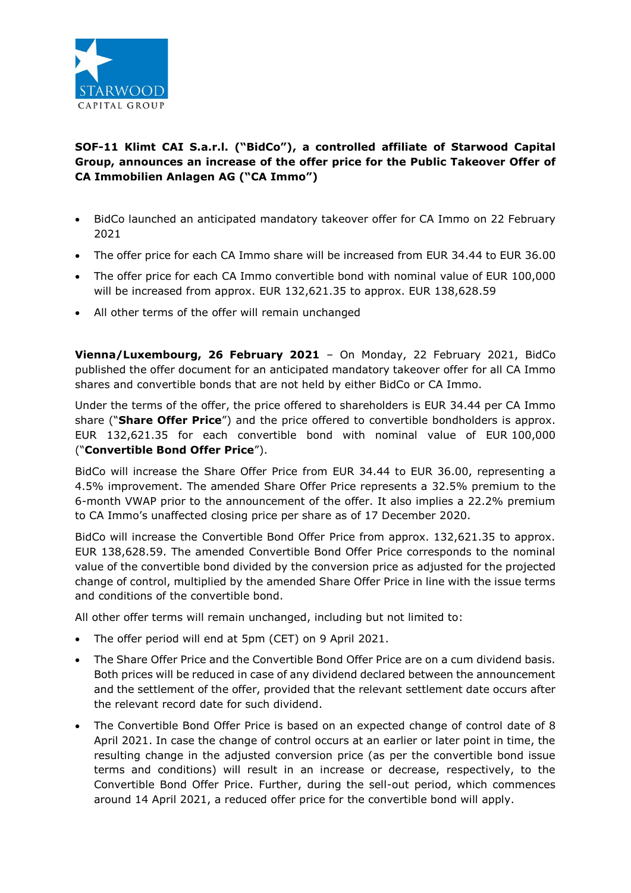**SOF-11 Klimt CAI S.a.r.l. ("BidCo"), a controlled affiliate of Starwood Capital Group, announces an increase of the offer price for the Public Takeover Offer of CA Immobilien Anlagen AG ("CA Immo")**

- BidCo launched an anticipated mandatory takeover offer for CA Immo on 22 February 2021
- The offer price for each CA Immo share will be increased from EUR 34.44 to EUR 36.00
- The offer price for each CA Immo convertible bond with nominal value of EUR 100,000 will be increased from approx. EUR 132,621.35 to approx. EUR 138,628.59
- All other terms of the offer will remain unchanged

**Vienna/Luxembourg, 26 February 2021** – On Monday, 22 February 2021, BidCo published the offer document for an anticipated mandatory takeover offer for all CA Immo shares and convertible bonds that are not held by either BidCo or CA Immo.

Under the terms of the offer, the price offered to shareholders is EUR 34.44 per CA Immo share ("**Share Offer Price**") and the price offered to convertible bondholders is approx. EUR 132,621.35 for each convertible bond with nominal value of EUR 100,000 ("**Convertible Bond Offer Price**").

BidCo will increase the Share Offer Price from EUR 34.44 to EUR 36.00, representing a 4.5% improvement. The amended Share Offer Price represents a 32.5% premium to the 6-month VWAP prior to the announcement of the offer. It also implies a 22.2% premium to CA Immo's unaffected closing price per share as of 17 December 2020.

BidCo will increase the Convertible Bond Offer Price from approx. 132,621.35 to approx. EUR 138,628.59. The amended Convertible Bond Offer Price corresponds to the nominal value of the convertible bond divided by the conversion price as adjusted for the projected change of control, multiplied by the amended Share Offer Price in line with the issue terms and conditions of the convertible bond.

All other offer terms will remain unchanged, including but not limited to:

- The offer period will end at 5pm (CET) on 9 April 2021.
- The Share Offer Price and the Convertible Bond Offer Price are on a cum dividend basis. Both prices will be reduced in case of any dividend declared between the announcement and the settlement of the offer, provided that the relevant settlement date occurs after the relevant record date for such dividend.
- The Convertible Bond Offer Price is based on an expected change of control date of 8 April 2021. In case the change of control occurs at an earlier or later point in time, the resulting change in the adjusted conversion price (as per the convertible bond issue terms and conditions) will result in an increase or decrease, respectively, to the Convertible Bond Offer Price. Further, during the sell-out period, which commences around 14 April 2021, a reduced offer price for the convertible bond will apply.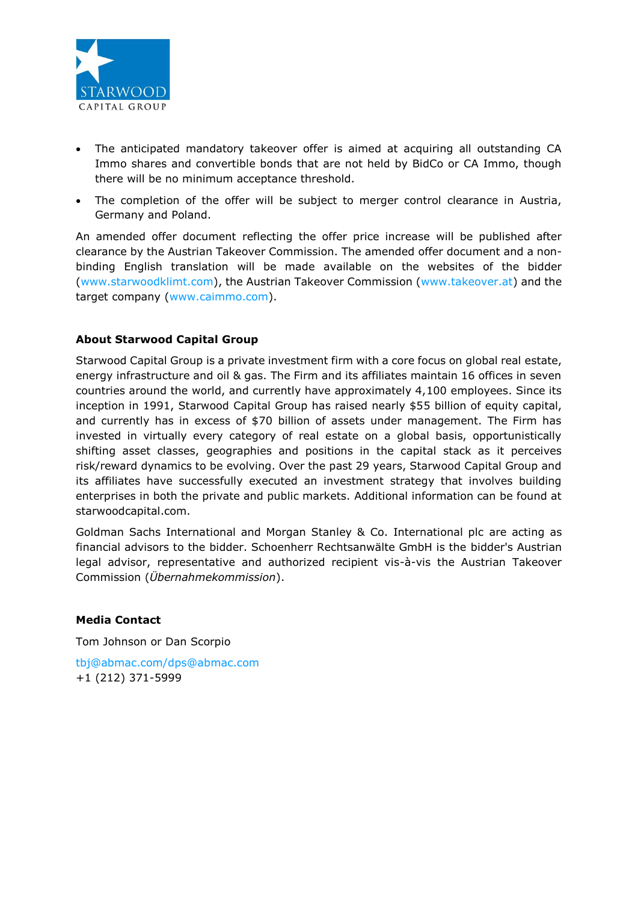- The anticipated mandatory takeover offer is aimed at acquiring all outstanding CA Immo shares and convertible bonds that are not held by BidCo or CA Immo, though there will be no minimum acceptance threshold.
- The completion of the offer will be subject to merger control clearance in Austria, Germany and Poland.

An amended offer document reflecting the offer price increase will be published after clearance by the Austrian Takeover Commission. The amended offer document and a non-binding English translation will be made available on the websites of the bidder (www.starwoodklimt.com), the Austrian Takeover Commission (www.takeover.at) and the target company (www.caimmo.com).

**About Starwood Capital Group**

Starwood Capital Group is a private investment firm with a core focus on global real estate, energy infrastructure and oil & gas. The Firm and its affiliates maintain 16 offices in seven countries around the world, and currently have approximately 4,100 employees. Since its inception in 1991, Starwood Capital Group has raised nearly $55 billion of equity capital, and currently has in excess of $70 billion of assets under management. The Firm has invested in virtually every category of real estate on a global basis, opportunistically shifting asset classes, geographies and positions in the capital stack as it perceives risk/reward dynamics to be evolving. Over the past 29 years, Starwood Capital Group and its affiliates have successfully executed an investment strategy that involves building enterprises in both the private and public markets. Additional information can be found at starwoodcapital.com.

Goldman Sachs International and Morgan Stanley & Co. International plc are acting as financial advisors to the bidder. Schoenherr Rechtsanwälte GmbH is the bidder's Austrian legal advisor, representative and authorized recipient vis-à-vis the Austrian Takeover Commission (*Übernahmekommission*).

**Media Contact**

Tom Johnson or Dan Scorpio

tbj@abmac.com/dps@abmac.com
+1 (212) 371-5999